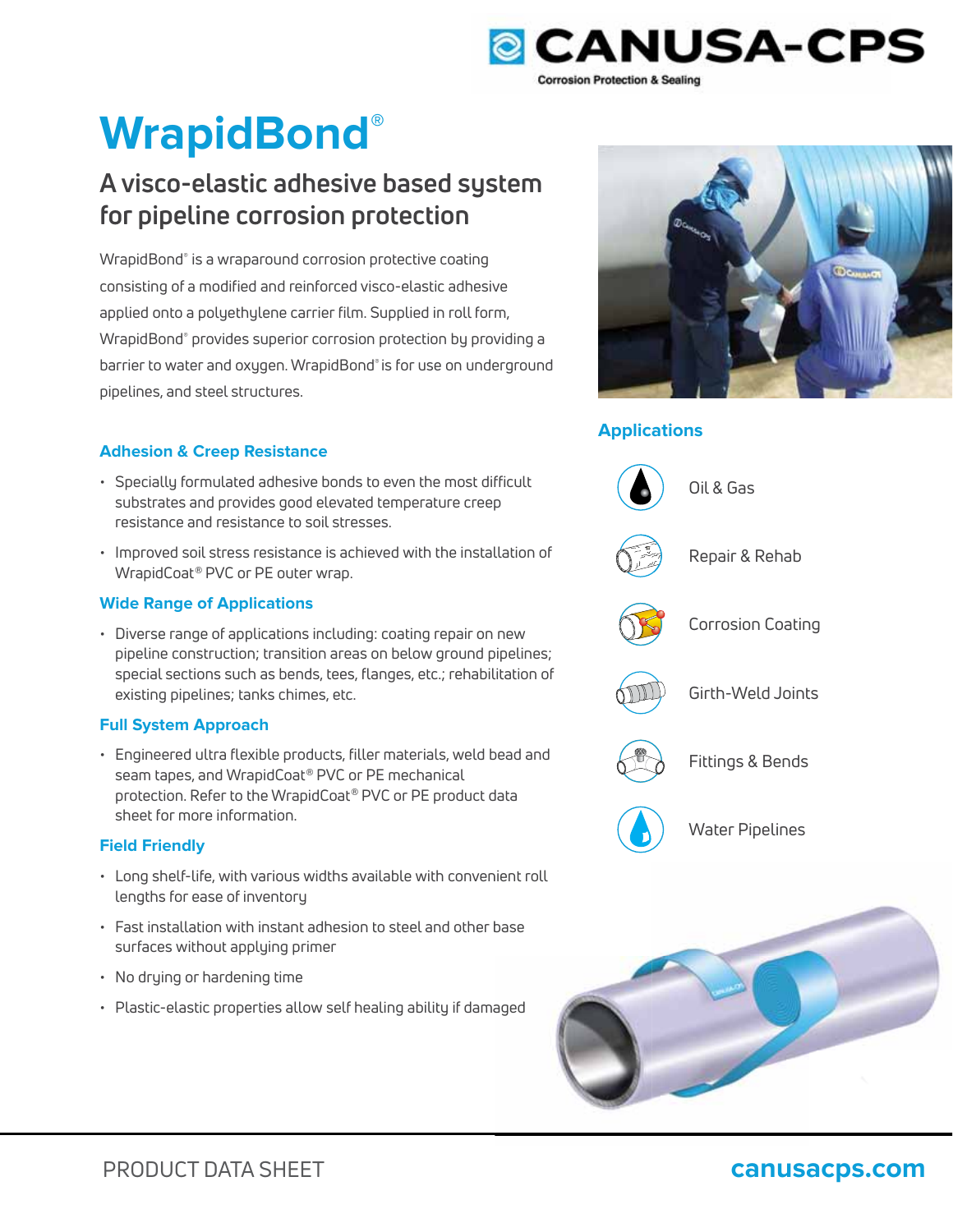CANUSA-CPS
Corrosion Protection & Sealing

# WrapidBond®

## A visco-elastic adhesive based system for pipeline corrosion protection

WrapidBond® is a wraparound corrosion protective coating consisting of a modified and reinforced visco-elastic adhesive applied onto a polyethylene carrier film. Supplied in roll form, WrapidBond® provides superior corrosion protection by providing a barrier to water and oxygen. WrapidBond® is for use on underground pipelines, and steel structures.

### Adhesion & Creep Resistance

- Specially formulated adhesive bonds to even the most difficult substrates and provides good elevated temperature creep resistance and resistance to soil stresses.
- Improved soil stress resistance is achieved with the installation of WrapidCoat® PVC or PE outer wrap.

### Wide Range of Applications

- Diverse range of applications including: coating repair on new pipeline construction; transition areas on below ground pipelines; special sections such as bends, tees, flanges, etc.; rehabilitation of existing pipelines; tanks chimes, etc.

### Full System Approach

- Engineered ultra flexible products, filler materials, weld bead and seam tapes, and WrapidCoat® PVC or PE mechanical protection. Refer to the WrapidCoat® PVC or PE product data sheet for more information.

### Field Friendly

- Long shelf-life, with various widths available with convenient roll lengths for ease of inventory
- Fast installation with instant adhesion to steel and other base surfaces without applying primer
- No drying or hardening time
- Plastic-elastic properties allow self healing ability if damaged

### Applications

- Oil & Gas
- Repair & Rehab
- Corrosion Coating
- Girth-Weld Joints
- Fittings & Bends
- Water Pipelines

PRODUCT DATA SHEET

canusacps.com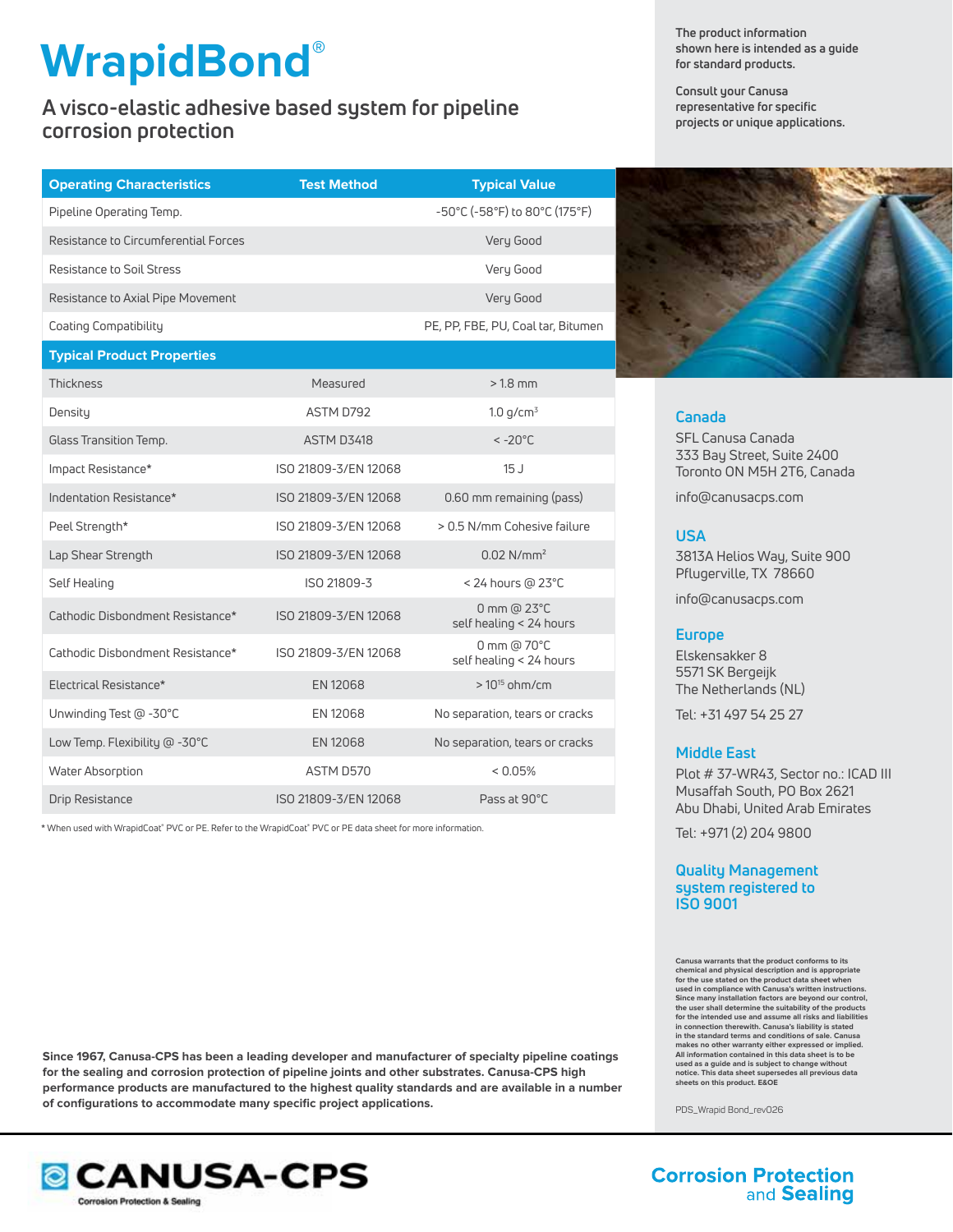# WrapidBond®

## A visco-elastic adhesive based system for pipeline corrosion protection

The product information shown here is intended as a guide for standard products.

Consult your Canusa representative for specific projects or unique applications.

| Operating Characteristics | Test Method | Typical Value |
|---|---|---|
| Pipeline Operating Temp. | | -50°C (-58°F) to 80°C (175°F) |
| Resistance to Circumferential Forces | | Very Good |
| Resistance to Soil Stress | | Very Good |
| Resistance to Axial Pipe Movement | | Very Good |
| Coating Compatibility | | PE, PP, FBE, PU, Coal tar, Bitumen |
| **Typical Product Properties** | | |
| Thickness | Measured | > 1.8 mm |
| Density | ASTM D792 | 1.0 g/cm³ |
| Glass Transition Temp. | ASTM D3418 | < -20°C |
| Impact Resistance* | ISO 21809-3/EN 12068 | 15 J |
| Indentation Resistance* | ISO 21809-3/EN 12068 | 0.60 mm remaining (pass) |
| Peel Strength* | ISO 21809-3/EN 12068 | > 0.5 N/mm Cohesive failure |
| Lap Shear Strength | ISO 21809-3/EN 12068 | 0.02 N/mm² |
| Self Healing | ISO 21809-3 | < 24 hours @ 23°C |
| Cathodic Disbondment Resistance* | ISO 21809-3/EN 12068 | 0 mm @ 23°C self healing < 24 hours |
| Cathodic Disbondment Resistance* | ISO 21809-3/EN 12068 | 0 mm @ 70°C self healing < 24 hours |
| Electrical Resistance* | EN 12068 | > $10^{15}$ ohm/cm |
| Unwinding Test @ -30°C | EN 12068 | No separation, tears or cracks |
| Low Temp. Flexibility @ -30°C | EN 12068 | No separation, tears or cracks |
| Water Absorption | ASTM D570 | < 0.05% |
| Drip Resistance | ISO 21809-3/EN 12068 | Pass at 90°C |

\* When used with WrapidCoat® PVC or PE. Refer to the WrapidCoat® PVC or PE data sheet for more information.

### Canada

SFL Canusa Canada
333 Bay Street, Suite 2400
Toronto ON M5H 2T6, Canada

info@canusacps.com

### USA

3813A Helios Way, Suite 900
Pflugerville, TX 78660

info@canusacps.com

### Europe

Elskensakker 8
5571 SK Bergeijk
The Netherlands (NL)

Tel: +31 497 54 25 27

### Middle East

Plot # 37-WR43, Sector no.: ICAD III
Musaffah South, PO Box 2621
Abu Dhabi, United Arab Emirates

Tel: +971 (2) 204 9800

### Quality Management system registered to ISO 9001

Canusa warrants that the product conforms to its chemical and physical description and is appropriate for the use stated on the product data sheet when used in compliance with Canusa's written instructions. Since many installation factors are beyond our control, the user shall determine the suitability of the products for the intended use and assume all risks and liabilities in connection therewith. Canusa's liability is stated in the standard terms and conditions of sale. Canusa makes no other warranty either expressed or implied. All information contained in this data sheet is to be used as a guide and is subject to change without notice. This data sheet supersedes all previous data sheets on this product. E&OE

PDS_Wrapid Bond_rev026

**Since 1967, Canusa-CPS has been a leading developer and manufacturer of specialty pipeline coatings for the sealing and corrosion protection of pipeline joints and other substrates. Canusa-CPS high performance products are manufactured to the highest quality standards and are available in a number of configurations to accommodate many specific project applications.**

CANUSA-CPS
Corrosion Protection & Sealing

**Corrosion Protection and Sealing**